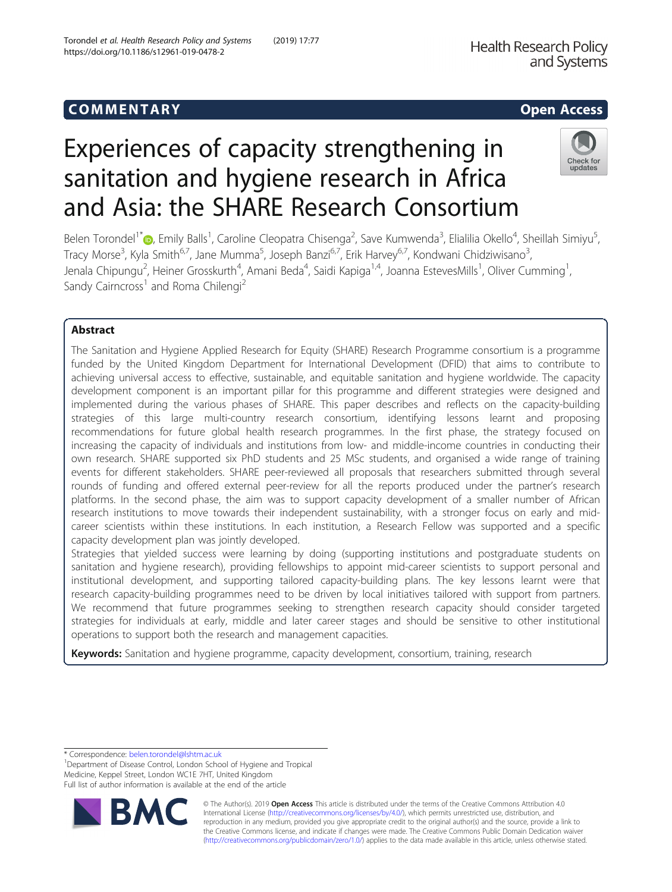COMMENTARY

Open Access

# Experiences of capacity strengthening in sanitation and hygiene research in Africa and Asia: the SHARE Research Consortium

Belen Torondel[1*], Emily Balls[1], Caroline Cleopatra Chisenga[2], Save Kumwenda[3], Elialilia Okello[4], Sheillah Simiyu[5], Tracy Morse[3], Kyla Smith[6,7], Jane Mumma[5], Joseph Banzi[6,7], Erik Harvey[6,7], Kondwani Chidziwisano[3], Jenala Chipungu[2], Heiner Grosskurth[4], Amani Beda[4], Saidi Kapiga[1,4], Joanna EstevesMills[1], Oliver Cumming[1], Sandy Cairncross[1] and Roma Chilengi[2]

## Abstract

The Sanitation and Hygiene Applied Research for Equity (SHARE) Research Programme consortium is a programme funded by the United Kingdom Department for International Development (DFID) that aims to contribute to achieving universal access to effective, sustainable, and equitable sanitation and hygiene worldwide. The capacity development component is an important pillar for this programme and different strategies were designed and implemented during the various phases of SHARE. This paper describes and reflects on the capacity-building strategies of this large multi-country research consortium, identifying lessons learnt and proposing recommendations for future global health research programmes. In the first phase, the strategy focused on increasing the capacity of individuals and institutions from low- and middle-income countries in conducting their own research. SHARE supported six PhD students and 25 MSc students, and organised a wide range of training events for different stakeholders. SHARE peer-reviewed all proposals that researchers submitted through several rounds of funding and offered external peer-review for all the reports produced under the partner's research platforms. In the second phase, the aim was to support capacity development of a smaller number of African research institutions to move towards their independent sustainability, with a stronger focus on early and mid-career scientists within these institutions. In each institution, a Research Fellow was supported and a specific capacity development plan was jointly developed.

Strategies that yielded success were learning by doing (supporting institutions and postgraduate students on sanitation and hygiene research), providing fellowships to appoint mid-career scientists to support personal and institutional development, and supporting tailored capacity-building plans. The key lessons learnt were that research capacity-building programmes need to be driven by local initiatives tailored with support from partners. We recommend that future programmes seeking to strengthen research capacity should consider targeted strategies for individuals at early, middle and later career stages and should be sensitive to other institutional operations to support both the research and management capacities.

**Keywords:** Sanitation and hygiene programme, capacity development, consortium, training, research

---

\* Correspondence: belen.torondel@lshtm.ac.uk
[1]Department of Disease Control, London School of Hygiene and Tropical Medicine, Keppel Street, London WC1E 7HT, United Kingdom
Full list of author information is available at the end of the article

© The Author(s). 2019 **Open Access** This article is distributed under the terms of the Creative Commons Attribution 4.0 International License (http://creativecommons.org/licenses/by/4.0/), which permits unrestricted use, distribution, and reproduction in any medium, provided you give appropriate credit to the original author(s) and the source, provide a link to the Creative Commons license, and indicate if changes were made. The Creative Commons Public Domain Dedication waiver (http://creativecommons.org/publicdomain/zero/1.0/) applies to the data made available in this article, unless otherwise stated.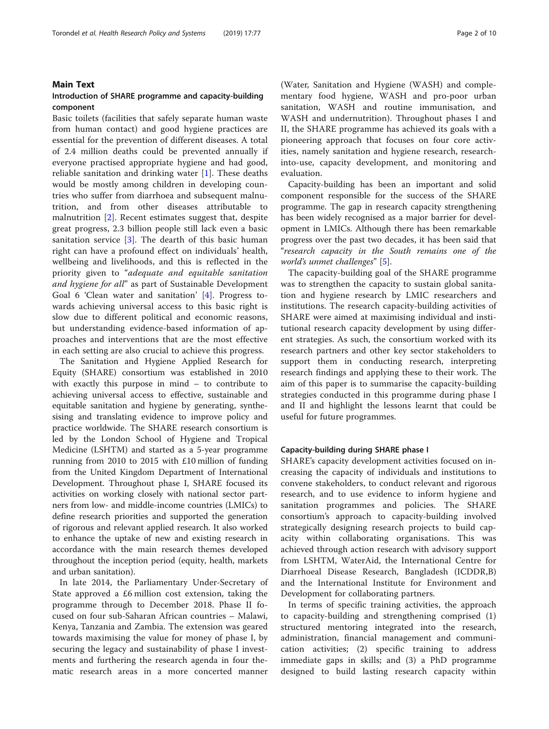## Main Text

### Introduction of SHARE programme and capacity-building component

Basic toilets (facilities that safely separate human waste from human contact) and good hygiene practices are essential for the prevention of different diseases. A total of 2.4 million deaths could be prevented annually if everyone practised appropriate hygiene and had good, reliable sanitation and drinking water [1]. These deaths would be mostly among children in developing countries who suffer from diarrhoea and subsequent malnutrition, and from other diseases attributable to malnutrition [2]. Recent estimates suggest that, despite great progress, 2.3 billion people still lack even a basic sanitation service [3]. The dearth of this basic human right can have a profound effect on individuals' health, wellbeing and livelihoods, and this is reflected in the priority given to "*adequate and equitable sanitation and hygiene for all*" as part of Sustainable Development Goal 6 'Clean water and sanitation' [4]. Progress towards achieving universal access to this basic right is slow due to different political and economic reasons, but understanding evidence-based information of approaches and interventions that are the most effective in each setting are also crucial to achieve this progress.

The Sanitation and Hygiene Applied Research for Equity (SHARE) consortium was established in 2010 with exactly this purpose in mind – to contribute to achieving universal access to effective, sustainable and equitable sanitation and hygiene by generating, synthesising and translating evidence to improve policy and practice worldwide. The SHARE research consortium is led by the London School of Hygiene and Tropical Medicine (LSHTM) and started as a 5-year programme running from 2010 to 2015 with £10 million of funding from the United Kingdom Department of International Development. Throughout phase I, SHARE focused its activities on working closely with national sector partners from low- and middle-income countries (LMICs) to define research priorities and supported the generation of rigorous and relevant applied research. It also worked to enhance the uptake of new and existing research in accordance with the main research themes developed throughout the inception period (equity, health, markets and urban sanitation).

In late 2014, the Parliamentary Under-Secretary of State approved a £6 million cost extension, taking the programme through to December 2018. Phase II focused on four sub-Saharan African countries – Malawi, Kenya, Tanzania and Zambia. The extension was geared towards maximising the value for money of phase I, by securing the legacy and sustainability of phase I investments and furthering the research agenda in four thematic research areas in a more concerted manner (Water, Sanitation and Hygiene (WASH) and complementary food hygiene, WASH and pro-poor urban sanitation, WASH and routine immunisation, and WASH and undernutrition). Throughout phases I and II, the SHARE programme has achieved its goals with a pioneering approach that focuses on four core activities, namely sanitation and hygiene research, research-into-use, capacity development, and monitoring and evaluation.

Capacity-building has been an important and solid component responsible for the success of the SHARE programme. The gap in research capacity strengthening has been widely recognised as a major barrier for development in LMICs. Although there has been remarkable progress over the past two decades, it has been said that "*research capacity in the South remains one of the world's unmet challenges*" [5].

The capacity-building goal of the SHARE programme was to strengthen the capacity to sustain global sanitation and hygiene research by LMIC researchers and institutions. The research capacity-building activities of SHARE were aimed at maximising individual and institutional research capacity development by using different strategies. As such, the consortium worked with its research partners and other key sector stakeholders to support them in conducting research, interpreting research findings and applying these to their work. The aim of this paper is to summarise the capacity-building strategies conducted in this programme during phase I and II and highlight the lessons learnt that could be useful for future programmes.

### Capacity-building during SHARE phase I

SHARE's capacity development activities focused on increasing the capacity of individuals and institutions to convene stakeholders, to conduct relevant and rigorous research, and to use evidence to inform hygiene and sanitation programmes and policies. The SHARE consortium's approach to capacity-building involved strategically designing research projects to build capacity within collaborating organisations. This was achieved through action research with advisory support from LSHTM, WaterAid, the International Centre for Diarrhoeal Disease Research, Bangladesh (ICDDR,B) and the International Institute for Environment and Development for collaborating partners.

In terms of specific training activities, the approach to capacity-building and strengthening comprised (1) structured mentoring integrated into the research, administration, financial management and communication activities; (2) specific training to address immediate gaps in skills; and (3) a PhD programme designed to build lasting research capacity within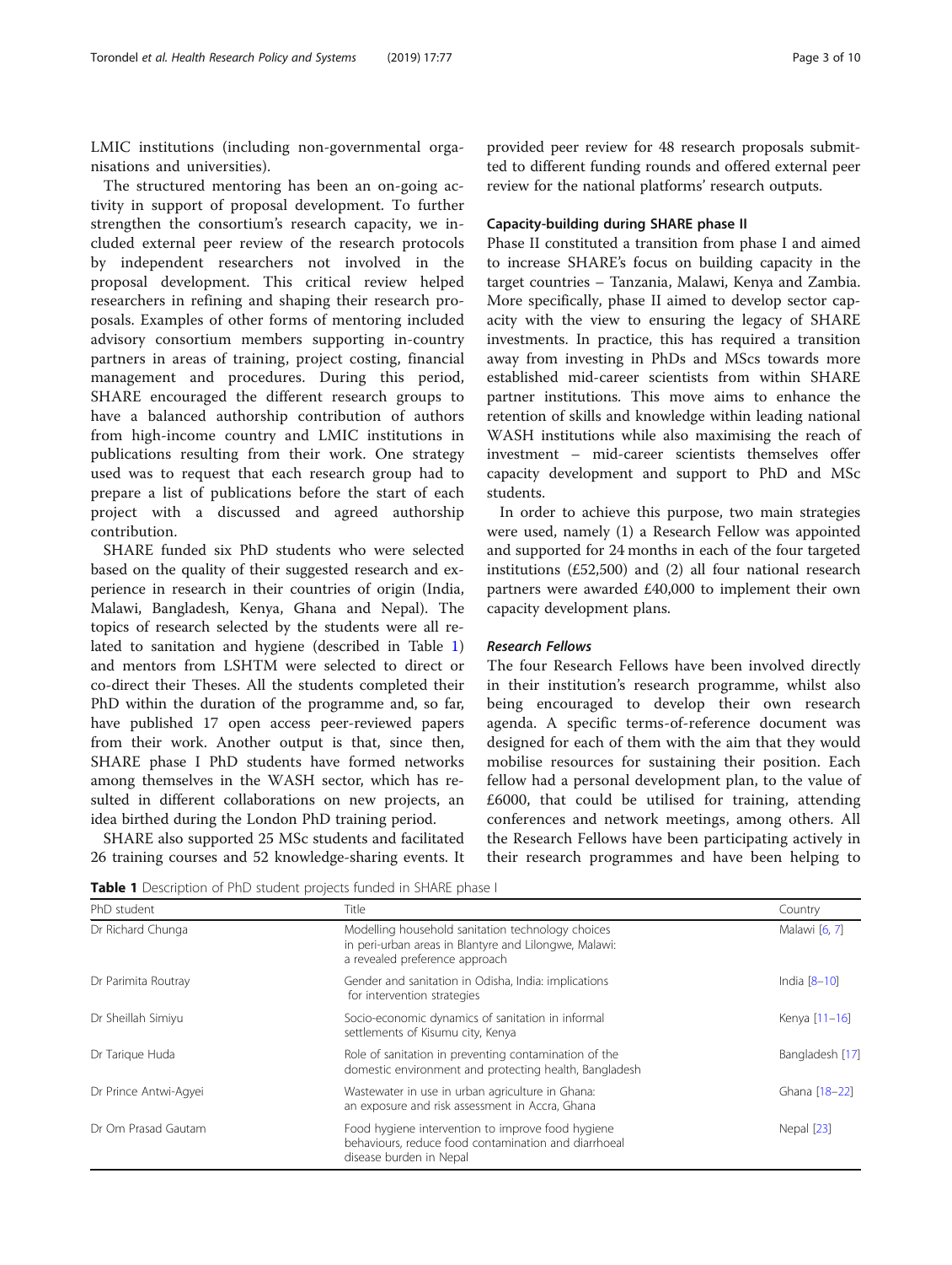LMIC institutions (including non-governmental organisations and universities).

The structured mentoring has been an on-going activity in support of proposal development. To further strengthen the consortium's research capacity, we included external peer review of the research protocols by independent researchers not involved in the proposal development. This critical review helped researchers in refining and shaping their research proposals. Examples of other forms of mentoring included advisory consortium members supporting in-country partners in areas of training, project costing, financial management and procedures. During this period, SHARE encouraged the different research groups to have a balanced authorship contribution of authors from high-income country and LMIC institutions in publications resulting from their work. One strategy used was to request that each research group had to prepare a list of publications before the start of each project with a discussed and agreed authorship contribution.

SHARE funded six PhD students who were selected based on the quality of their suggested research and experience in research in their countries of origin (India, Malawi, Bangladesh, Kenya, Ghana and Nepal). The topics of research selected by the students were all related to sanitation and hygiene (described in Table 1) and mentors from LSHTM were selected to direct or co-direct their Theses. All the students completed their PhD within the duration of the programme and, so far, have published 17 open access peer-reviewed papers from their work. Another output is that, since then, SHARE phase I PhD students have formed networks among themselves in the WASH sector, which has resulted in different collaborations on new projects, an idea birthed during the London PhD training period.

SHARE also supported 25 MSc students and facilitated 26 training courses and 52 knowledge-sharing events. It provided peer review for 48 research proposals submitted to different funding rounds and offered external peer review for the national platforms' research outputs.

### Capacity-building during SHARE phase II

Phase II constituted a transition from phase I and aimed to increase SHARE's focus on building capacity in the target countries – Tanzania, Malawi, Kenya and Zambia. More specifically, phase II aimed to develop sector capacity with the view to ensuring the legacy of SHARE investments. In practice, this has required a transition away from investing in PhDs and MScs towards more established mid-career scientists from within SHARE partner institutions. This move aims to enhance the retention of skills and knowledge within leading national WASH institutions while also maximising the reach of investment – mid-career scientists themselves offer capacity development and support to PhD and MSc students.

In order to achieve this purpose, two main strategies were used, namely (1) a Research Fellow was appointed and supported for 24 months in each of the four targeted institutions (£52,500) and (2) all four national research partners were awarded £40,000 to implement their own capacity development plans.

#### *Research Fellows*

The four Research Fellows have been involved directly in their institution's research programme, whilst also being encouraged to develop their own research agenda. A specific terms-of-reference document was designed for each of them with the aim that they would mobilise resources for sustaining their position. Each fellow had a personal development plan, to the value of £6000, that could be utilised for training, attending conferences and network meetings, among others. All the Research Fellows have been participating actively in their research programmes and have been helping to

**Table 1** Description of PhD student projects funded in SHARE phase I

| PhD student | Title | Country |
|---|---|---|
| Dr Richard Chunga | Modelling household sanitation technology choices in peri-urban areas in Blantyre and Lilongwe, Malawi: a revealed preference approach | Malawi [6, 7] |
| Dr Parimita Routray | Gender and sanitation in Odisha, India: implications for intervention strategies | India [8–10] |
| Dr Sheillah Simiyu | Socio-economic dynamics of sanitation in informal settlements of Kisumu city, Kenya | Kenya [11–16] |
| Dr Tarique Huda | Role of sanitation in preventing contamination of the domestic environment and protecting health, Bangladesh | Bangladesh [17] |
| Dr Prince Antwi-Agyei | Wastewater in use in urban agriculture in Ghana: an exposure and risk assessment in Accra, Ghana | Ghana [18–22] |
| Dr Om Prasad Gautam | Food hygiene intervention to improve food hygiene behaviours, reduce food contamination and diarrhoeal disease burden in Nepal | Nepal [23] |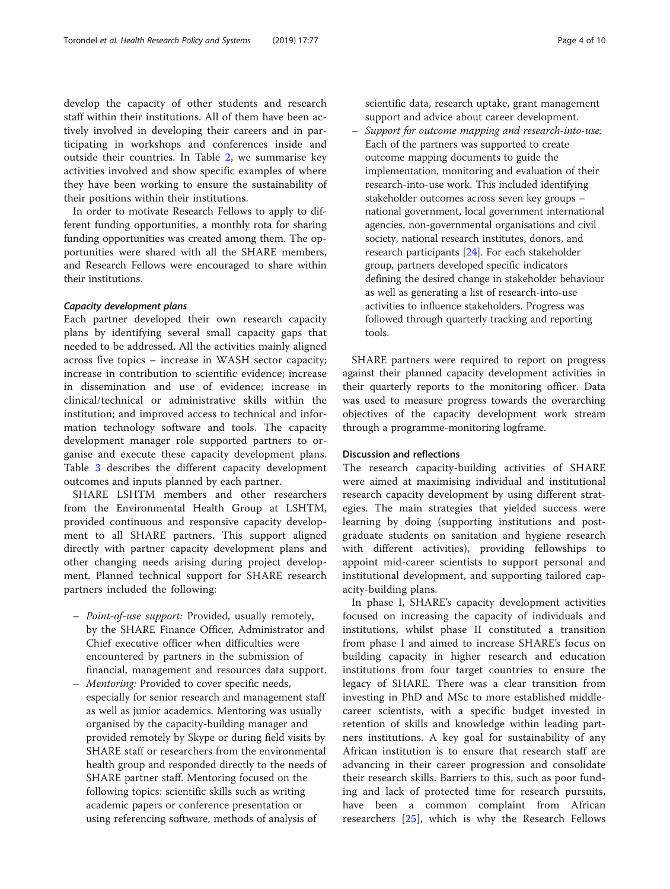develop the capacity of other students and research staff within their institutions. All of them have been actively involved in developing their careers and in participating in workshops and conferences inside and outside their countries. In Table 2, we summarise key activities involved and show specific examples of where they have been working to ensure the sustainability of their positions within their institutions.

In order to motivate Research Fellows to apply to different funding opportunities, a monthly rota for sharing funding opportunities was created among them. The opportunities were shared with all the SHARE members, and Research Fellows were encouraged to share within their institutions.

#### *Capacity development plans*

Each partner developed their own research capacity plans by identifying several small capacity gaps that needed to be addressed. All the activities mainly aligned across five topics – increase in WASH sector capacity; increase in contribution to scientific evidence; increase in dissemination and use of evidence; increase in clinical/technical or administrative skills within the institution; and improved access to technical and information technology software and tools. The capacity development manager role supported partners to organise and execute these capacity development plans. Table 3 describes the different capacity development outcomes and inputs planned by each partner.

SHARE LSHTM members and other researchers from the Environmental Health Group at LSHTM, provided continuous and responsive capacity development to all SHARE partners. This support aligned directly with partner capacity development plans and other changing needs arising during project development. Planned technical support for SHARE research partners included the following:

- *Point-of-use support:* Provided, usually remotely, by the SHARE Finance Officer, Administrator and Chief executive officer when difficulties were encountered by partners in the submission of financial, management and resources data support.
- *Mentoring:* Provided to cover specific needs, especially for senior research and management staff as well as junior academics. Mentoring was usually organised by the capacity-building manager and provided remotely by Skype or during field visits by SHARE staff or researchers from the environmental health group and responded directly to the needs of SHARE partner staff. Mentoring focused on the following topics: scientific skills such as writing academic papers or conference presentation or using referencing software, methods of analysis of scientific data, research uptake, grant management support and advice about career development.
- *Support for outcome mapping and research-into-use:* Each of the partners was supported to create outcome mapping documents to guide the implementation, monitoring and evaluation of their research-into-use work. This included identifying stakeholder outcomes across seven key groups – national government, local government international agencies, non-governmental organisations and civil society, national research institutes, donors, and research participants [24]. For each stakeholder group, partners developed specific indicators defining the desired change in stakeholder behaviour as well as generating a list of research-into-use activities to influence stakeholders. Progress was followed through quarterly tracking and reporting tools.

SHARE partners were required to report on progress against their planned capacity development activities in their quarterly reports to the monitoring officer. Data was used to measure progress towards the overarching objectives of the capacity development work stream through a programme-monitoring logframe.

### Discussion and reflections

The research capacity-building activities of SHARE were aimed at maximising individual and institutional research capacity development by using different strategies. The main strategies that yielded success were learning by doing (supporting institutions and postgraduate students on sanitation and hygiene research with different activities), providing fellowships to appoint mid-career scientists to support personal and institutional development, and supporting tailored capacity-building plans.

In phase I, SHARE's capacity development activities focused on increasing the capacity of individuals and institutions, whilst phase II constituted a transition from phase I and aimed to increase SHARE's focus on building capacity in higher research and education institutions from four target countries to ensure the legacy of SHARE. There was a clear transition from investing in PhD and MSc to more established middle-career scientists, with a specific budget invested in retention of skills and knowledge within leading partners institutions. A key goal for sustainability of any African institution is to ensure that research staff are advancing in their career progression and consolidate their research skills. Barriers to this, such as poor funding and lack of protected time for research pursuits, have been a common complaint from African researchers [25], which is why the Research Fellows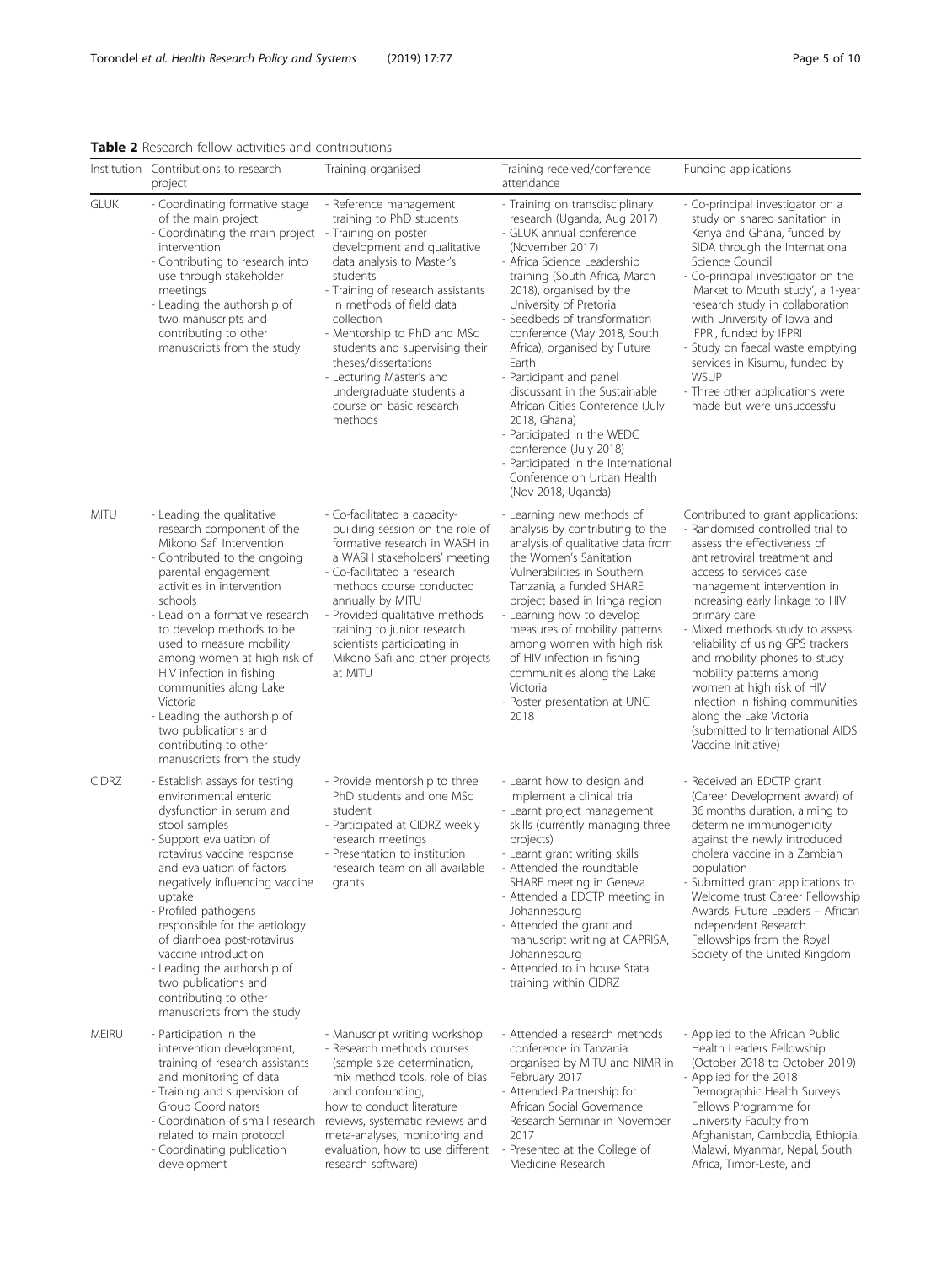**Table 2** Research fellow activities and contributions

| Institution | Contributions to research project | Training organised | Training received/conference attendance | Funding applications |
|---|---|---|---|---|
| GLUK | - Coordinating formative stage of the main project<br>- Coordinating the main project intervention<br>- Contributing to research into use through stakeholder meetings<br>- Leading the authorship of two manuscripts and contributing to other manuscripts from the study | - Reference management training to PhD students<br>- Training on poster development and qualitative data analysis to Master's students<br>- Training of research assistants in methods of field data collection<br>- Mentorship to PhD and MSc students and supervising their theses/dissertations<br>- Lecturing Master's and undergraduate students a course on basic research methods | - Training on transdisciplinary research (Uganda, Aug 2017)<br>- GLUK annual conference (November 2017)<br>- Africa Science Leadership training (South Africa, March 2018), organised by the University of Pretoria<br>- Seedbeds of transformation conference (May 2018, South Africa), organised by Future Earth<br>- Participant and panel discussant in the Sustainable African Cities Conference (July 2018, Ghana)<br>- Participated in the WEDC conference (July 2018)<br>- Participated in the International Conference on Urban Health (Nov 2018, Uganda) | - Co-principal investigator on a study on shared sanitation in Kenya and Ghana, funded by SIDA through the International Science Council<br>- Co-principal investigator on the 'Market to Mouth study', a 1-year research study in collaboration with University of Iowa and IFPRI, funded by IFPRI<br>- Study on faecal waste emptying services in Kisumu, funded by WSUP<br>- Three other applications were made but were unsuccessful |
| MITU | - Leading the qualitative research component of the Mikono Safi Intervention<br>- Contributed to the ongoing parental engagement activities in intervention schools<br>- Lead on a formative research to develop methods to be used to measure mobility among women at high risk of HIV infection in fishing communities along Lake Victoria<br>- Leading the authorship of two publications and contributing to other manuscripts from the study | - Co-facilitated a capacity-building session on the role of formative research in WASH in a WASH stakeholders' meeting<br>- Co-facilitated a research methods course conducted annually by MITU<br>- Provided qualitative methods training to junior research scientists participating in Mikono Safi and other projects at MITU | - Learning new methods of analysis by contributing to the analysis of qualitative data from the Women's Sanitation Vulnerabilities in Southern Tanzania, a funded SHARE project based in Iringa region<br>- Learning how to develop measures of mobility patterns among women with high risk of HIV infection in fishing communities along the Lake Victoria<br>- Poster presentation at UNC 2018 | Contributed to grant applications:<br>- Randomised controlled trial to assess the effectiveness of antiretroviral treatment and access to services case management intervention in increasing early linkage to HIV primary care<br>- Mixed methods study to assess reliability of using GPS trackers and mobility phones to study mobility patterns among women at high risk of HIV infection in fishing communities along the Lake Victoria (submitted to International AIDS Vaccine Initiative) |
| CIDRZ | - Establish assays for testing environmental enteric dysfunction in serum and stool samples<br>- Support evaluation of rotavirus vaccine response and evaluation of factors negatively influencing vaccine uptake<br>- Profiled pathogens responsible for the aetiology of diarrhoea post-rotavirus vaccine introduction<br>- Leading the authorship of two publications and contributing to other manuscripts from the study | - Provide mentorship to three PhD students and one MSc student<br>- Participated at CIDRZ weekly research meetings<br>- Presentation to institution research team on all available grants | - Learnt how to design and implement a clinical trial<br>- Learnt project management skills (currently managing three projects)<br>- Learnt grant writing skills<br>- Attended the roundtable SHARE meeting in Geneva<br>- Attended a EDCTP meeting in Johannesburg<br>- Attended the grant and manuscript writing at CAPRISA, Johannesburg<br>- Attended to in house Stata training within CIDRZ | - Received an EDCTP grant (Career Development award) of 36 months duration, aiming to determine immunogenicity against the newly introduced cholera vaccine in a Zambian population<br>- Submitted grant applications to Welcome trust Career Fellowship Awards, Future Leaders – African Independent Research Fellowships from the Royal Society of the United Kingdom |
| MEIRU | - Participation in the intervention development, training of research assistants and monitoring of data<br>- Training and supervision of Group Coordinators<br>- Coordination of small research related to main protocol<br>- Coordinating publication development | - Manuscript writing workshop<br>- Research methods courses (sample size determination, mix method tools, role of bias and confounding, how to conduct literature reviews, systematic reviews and meta-analyses, monitoring and evaluation, how to use different research software) | - Attended a research methods conference in Tanzania organised by MITU and NIMR in February 2017<br>- Attended Partnership for African Social Governance Research Seminar in November 2017<br>- Presented at the College of Medicine Research | - Applied to the African Public Health Leaders Fellowship (October 2018 to October 2019)<br>- Applied for the 2018 Demographic Health Surveys Fellows Programme for University Faculty from Afghanistan, Cambodia, Ethiopia, Malawi, Myanmar, Nepal, South Africa, Timor-Leste, and |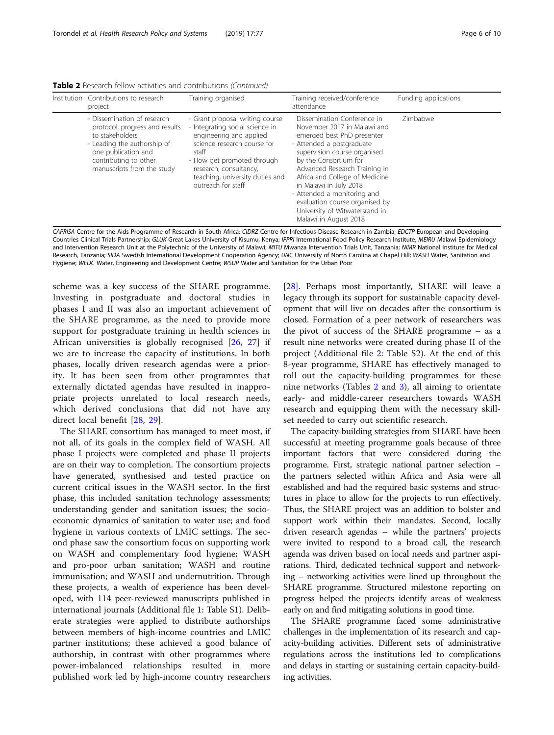**Table 2** Research fellow activities and contributions *(Continued)*

| Institution | Contributions to research project | Training organised | Training received/conference attendance | Funding applications |
|---|---|---|---|---|
| | - Dissemination of research protocol, progress and results to stakeholders<br>- Leading the authorship of one publication and contributing to other manuscripts from the study | - Grant proposal writing course<br>- Integrating social science in engineering and applied science research course for staff<br>- How get promoted through research, consultancy, teaching, university duties and outreach for staff | Dissemination Conference in November 2017 in Malawi and emerged best PhD presenter<br>- Attended a postgraduate supervision course organised by the Consortium for Advanced Research Training in Africa and College of Medicine in Malawi in July 2018<br>- Attended a monitoring and evaluation course organised by University of Witwatersrand in Malawi in August 2018 | Zimbabwe |

*CAPRISA* Centre for the Aids Programme of Research in South Africa; *CIDRZ* Centre for Infectious Disease Research in Zambia; *EDCTP* European and Developing Countries Clinical Trials Partnership; *GLUK* Great Lakes University of Kisumu, Kenya; *IFPRI* International Food Policy Research Institute; *MEIRU* Malawi Epidemiology and Intervention Research Unit at the Polytechnic of the University of Malawi; *MITU* Mwanza Intervention Trials Unit, Tanzania; *NIMR* National Institute for Medical Research, Tanzania; *SIDA* Swedish International Development Cooperation Agency; *UNC* University of North Carolina at Chapel Hill; *WASH* Water, Sanitation and Hygiene; *WEDC* Water, Engineering and Development Centre; *WSUP* Water and Sanitation for the Urban Poor

scheme was a key success of the SHARE programme. Investing in postgraduate and doctoral studies in phases I and II was also an important achievement of the SHARE programme, as the need to provide more support for postgraduate training in health sciences in African universities is globally recognised [26, 27] if we are to increase the capacity of institutions. In both phases, locally driven research agendas were a priority. It has been seen from other programmes that externally dictated agendas have resulted in inappropriate projects unrelated to local research needs, which derived conclusions that did not have any direct local benefit [28, 29].

The SHARE consortium has managed to meet most, if not all, of its goals in the complex field of WASH. All phase I projects were completed and phase II projects are on their way to completion. The consortium projects have generated, synthesised and tested practice on current critical issues in the WASH sector. In the first phase, this included sanitation technology assessments; understanding gender and sanitation issues; the socio-economic dynamics of sanitation to water use; and food hygiene in various contexts of LMIC settings. The second phase saw the consortium focus on supporting work on WASH and complementary food hygiene; WASH and pro-poor urban sanitation; WASH and routine immunisation; and WASH and undernutrition. Through these projects, a wealth of experience has been developed, with 114 peer-reviewed manuscripts published in international journals (Additional file 1: Table S1). Deliberate strategies were applied to distribute authorships between members of high-income countries and LMIC partner institutions; these achieved a good balance of authorship, in contrast with other programmes where power-imbalanced relationships resulted in more published work led by high-income country researchers [28]. Perhaps most importantly, SHARE will leave a legacy through its support for sustainable capacity development that will live on decades after the consortium is closed. Formation of a peer network of researchers was the pivot of success of the SHARE programme – as a result nine networks were created during phase II of the project (Additional file 2: Table S2). At the end of this 8-year programme, SHARE has effectively managed to roll out the capacity-building programmes for these nine networks (Tables 2 and 3), all aiming to orientate early- and middle-career researchers towards WASH research and equipping them with the necessary skill-set needed to carry out scientific research.

The capacity-building strategies from SHARE have been successful at meeting programme goals because of three important factors that were considered during the programme. First, strategic national partner selection – the partners selected within Africa and Asia were all established and had the required basic systems and structures in place to allow for the projects to run effectively. Thus, the SHARE project was an addition to bolster and support work within their mandates. Second, locally driven research agendas – while the partners' projects were invited to respond to a broad call, the research agenda was driven based on local needs and partner aspirations. Third, dedicated technical support and networking – networking activities were lined up throughout the SHARE programme. Structured milestone reporting on progress helped the projects identify areas of weakness early on and find mitigating solutions in good time.

The SHARE programme faced some administrative challenges in the implementation of its research and capacity-building activities. Different sets of administrative regulations across the institutions led to complications and delays in starting or sustaining certain capacity-building activities.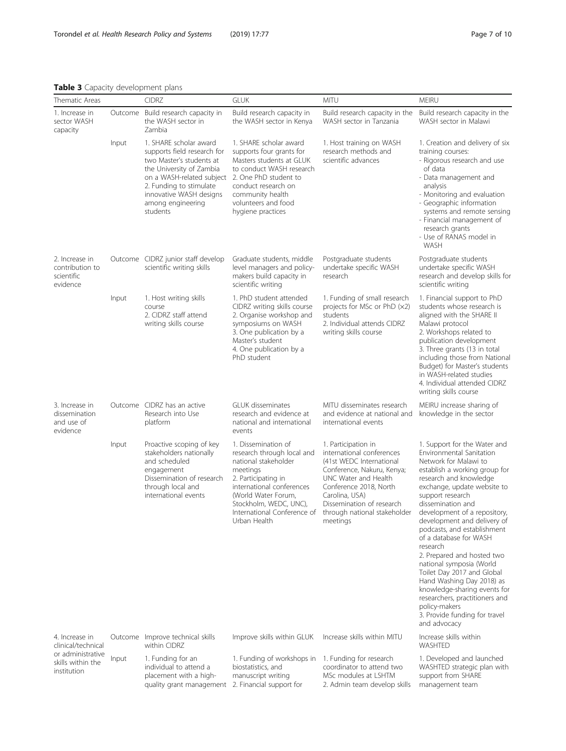**Table 3** Capacity development plans

| Thematic Areas | | CIDRZ | GLUK | MITU | MEIRU |
|---|---|---|---|---|---|
| 1. Increase in sector WASH capacity | Outcome | Build research capacity in the WASH sector in Zambia | Build research capacity in the WASH sector in Kenya | Build research capacity in the WASH sector in Tanzania | Build research capacity in the WASH sector in Malawi |
| | Input | 1. SHARE scholar award supports field research for two Master's students at the University of Zambia on a WASH-related subject<br>2. Funding to stimulate innovative WASH designs among engineering students | 1. SHARE scholar award supports four grants for Masters students at GLUK to conduct WASH research<br>2. One PhD student to conduct research on community health volunteers and food hygiene practices | 1. Host training on WASH research methods and scientific advances | 1. Creation and delivery of six training courses:<br>- Rigorous research and use of data<br>- Data management and analysis<br>- Monitoring and evaluation<br>- Geographic information systems and remote sensing<br>- Financial management of research grants<br>- Use of RANAS model in WASH |
| 2. Increase in contribution to scientific evidence | Outcome | CIDRZ junior staff develop scientific writing skills | Graduate students, middle level managers and policy-makers build capacity in scientific writing | Postgraduate students undertake specific WASH research | Postgraduate students undertake specific WASH research and develop skills for scientific writing |
| | Input | 1. Host writing skills course<br>2. CIDRZ staff attend writing skills course | 1. PhD student attended CIDRZ writing skills course<br>2. Organise workshop and symposiums on WASH<br>3. One publication by a Master's student<br>4. One publication by a PhD student | 1. Funding of small research projects for MSc or PhD (×2) students<br>2. Individual attends CIDRZ writing skills course | 1. Financial support to PhD students whose research is aligned with the SHARE II Malawi protocol<br>2. Workshops related to publication development<br>3. Three grants (13 in total including those from National Budget) for Master's students in WASH-related studies<br>4. Individual attended CIDRZ writing skills course |
| 3. Increase in dissemination and use of evidence | Outcome | CIDRZ has an active Research into Use platform | GLUK disseminates research and evidence at national and international events | MITU disseminates research and evidence at national and international events | MEIRU increase sharing of knowledge in the sector |
| | Input | Proactive scoping of key stakeholders nationally and scheduled engagement<br>Dissemination of research through local and international events | 1. Dissemination of research through local and national stakeholder meetings<br>2. Participating in international conferences (World Water Forum, Stockholm, WEDC, UNC), International Conference of Urban Health | 1. Participation in international conferences (41st WEDC International Conference, Nakuru, Kenya; UNC Water and Health Conference 2018, North Carolina, USA)<br>Dissemination of research through national stakeholder meetings | 1. Support for the Water and Environmental Sanitation Network for Malawi to establish a working group for research and knowledge exchange, update website to support research dissemination and development of a repository, development and delivery of podcasts, and establishment of a database for WASH research<br>2. Prepared and hosted two national symposia (World Toilet Day 2017 and Global Hand Washing Day 2018) as knowledge-sharing events for researchers, practitioners and policy-makers<br>3. Provide funding for travel and advocacy |
| 4. Increase in clinical/technical or administrative skills within the institution | Outcome | Improve technical skills within CIDRZ | Improve skills within GLUK | Increase skills within MITU | Increase skills within WASHTED |
| | Input | 1. Funding for an individual to attend a placement with a high-quality grant management | 1. Funding of workshops in biostatistics, and manuscript writing<br>2. Financial support for | 1. Funding for research coordinator to attend two MSc modules at LSHTM<br>2. Admin team develop skills | 1. Developed and launched WASHTED strategic plan with support from SHARE management team |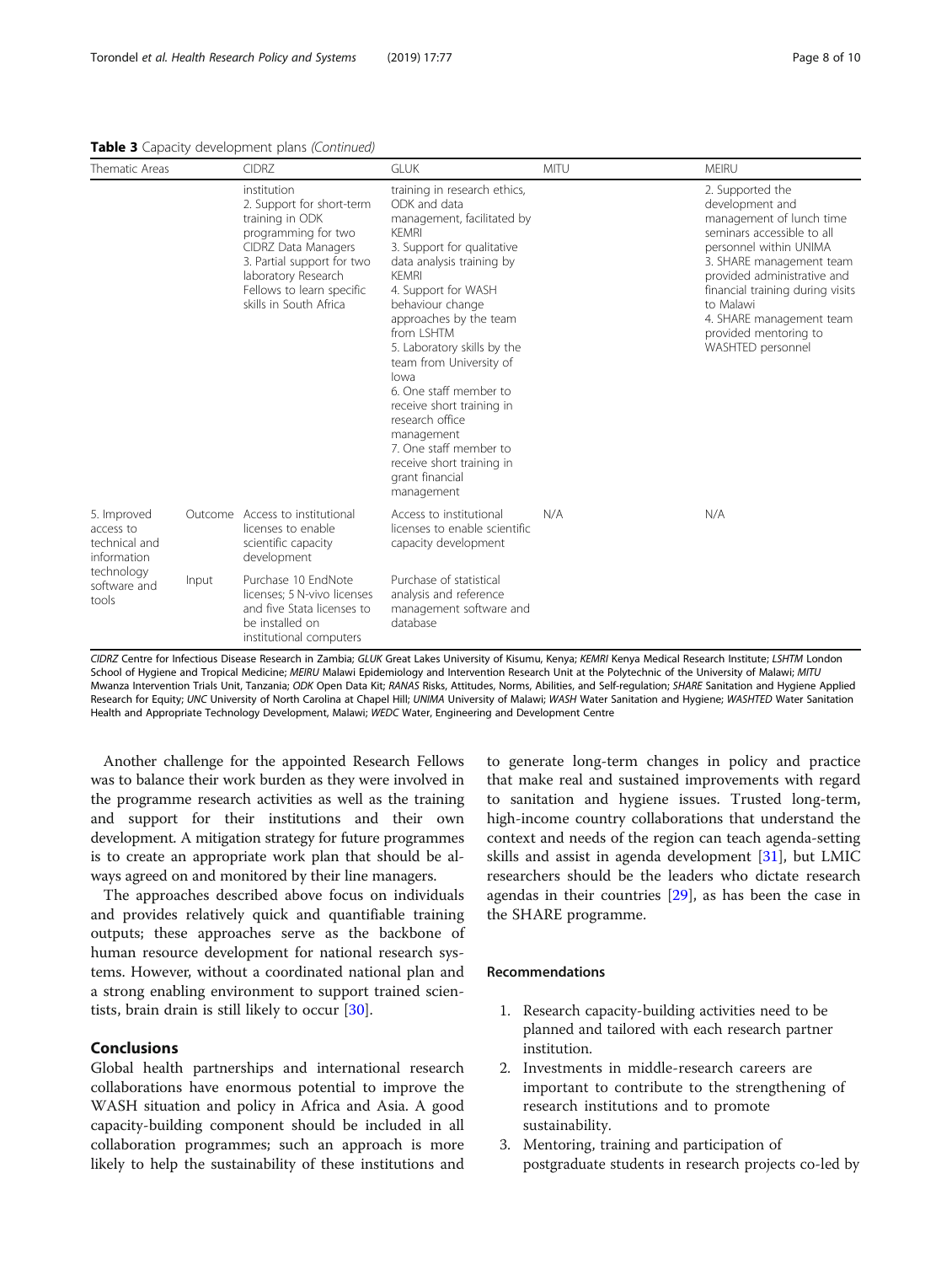**Table 3** Capacity development plans *(Continued)*

| Thematic Areas | | CIDRZ | GLUK | MITU | MEIRU |
|---|---|---|---|---|---|
| | | institution<br>2. Support for short-term training in ODK programming for two CIDRZ Data Managers<br>3. Partial support for two laboratory Research Fellows to learn specific skills in South Africa | training in research ethics, ODK and data management, facilitated by KEMRI<br>3. Support for qualitative data analysis training by KEMRI<br>4. Support for WASH behaviour change approaches by the team from LSHTM<br>5. Laboratory skills by the team from University of Iowa<br>6. One staff member to receive short training in research office management<br>7. One staff member to receive short training in grant financial management | | 2. Supported the development and management of lunch time seminars accessible to all personnel within UNIMA<br>3. SHARE management team provided administrative and financial training during visits to Malawi<br>4. SHARE management team provided mentoring to WASHTED personnel |
| 5. Improved access to technical and information technology software and tools | Outcome | Access to institutional licenses to enable scientific capacity development | Access to institutional licenses to enable scientific capacity development | N/A | N/A |
| | Input | Purchase 10 EndNote licenses; 5 N-vivo licenses and five Stata licenses to be installed on institutional computers | Purchase of statistical analysis and reference management software and database | | |

*CIDRZ* Centre for Infectious Disease Research in Zambia; *GLUK* Great Lakes University of Kisumu, Kenya; *KEMRI* Kenya Medical Research Institute; *LSHTM* London School of Hygiene and Tropical Medicine; *MEIRU* Malawi Epidemiology and Intervention Research Unit at the Polytechnic of the University of Malawi; *MITU* Mwanza Intervention Trials Unit, Tanzania; *ODK* Open Data Kit; *RANAS* Risks, Attitudes, Norms, Abilities, and Self-regulation; *SHARE* Sanitation and Hygiene Applied Research for Equity; *UNC* University of North Carolina at Chapel Hill; *UNIMA* University of Malawi; *WASH* Water Sanitation and Hygiene; *WASHTED* Water Sanitation Health and Appropriate Technology Development, Malawi; *WEDC* Water, Engineering and Development Centre

Another challenge for the appointed Research Fellows was to balance their work burden as they were involved in the programme research activities as well as the training and support for their institutions and their own development. A mitigation strategy for future programmes is to create an appropriate work plan that should be always agreed on and monitored by their line managers.

The approaches described above focus on individuals and provides relatively quick and quantifiable training outputs; these approaches serve as the backbone of human resource development for national research systems. However, without a coordinated national plan and a strong enabling environment to support trained scientists, brain drain is still likely to occur [30].

## Conclusions

Global health partnerships and international research collaborations have enormous potential to improve the WASH situation and policy in Africa and Asia. A good capacity-building component should be included in all collaboration programmes; such an approach is more likely to help the sustainability of these institutions and to generate long-term changes in policy and practice that make real and sustained improvements with regard to sanitation and hygiene issues. Trusted long-term, high-income country collaborations that understand the context and needs of the region can teach agenda-setting skills and assist in agenda development [31], but LMIC researchers should be the leaders who dictate research agendas in their countries [29], as has been the case in the SHARE programme.

### Recommendations

1. Research capacity-building activities need to be planned and tailored with each research partner institution.
2. Investments in middle-research careers are important to contribute to the strengthening of research institutions and to promote sustainability.
3. Mentoring, training and participation of postgraduate students in research projects co-led by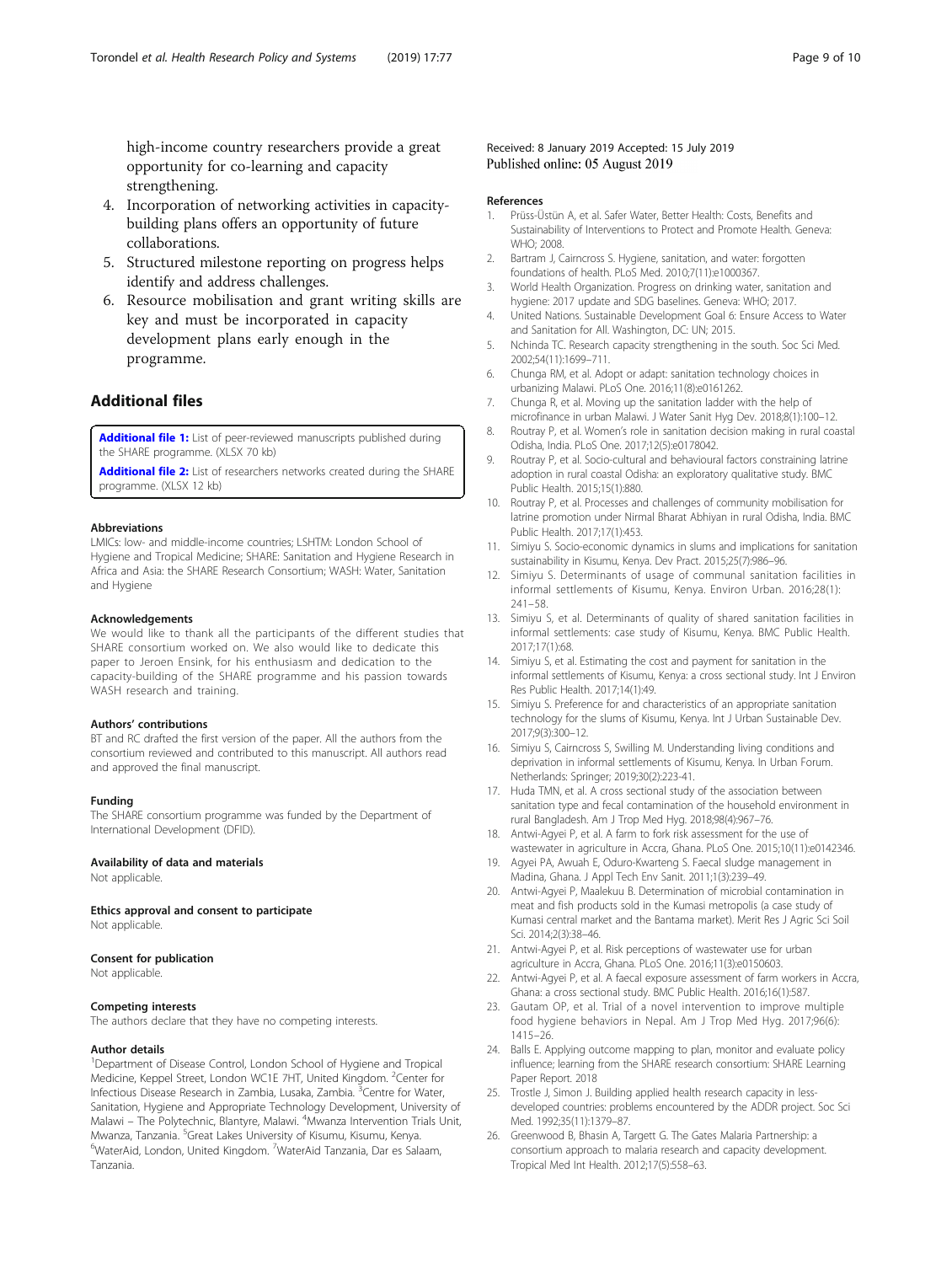high-income country researchers provide a great opportunity for co-learning and capacity strengthening.

4. Incorporation of networking activities in capacity-building plans offers an opportunity of future collaborations.
5. Structured milestone reporting on progress helps identify and address challenges.
6. Resource mobilisation and grant writing skills are key and must be incorporated in capacity development plans early enough in the programme.

## Additional files

**Additional file 1:** List of peer-reviewed manuscripts published during the SHARE programme. (XLSX 70 kb)

**Additional file 2:** List of researchers networks created during the SHARE programme. (XLSX 12 kb)

#### Abbreviations

LMICs: low- and middle-income countries; LSHTM: London School of Hygiene and Tropical Medicine; SHARE: Sanitation and Hygiene Research in Africa and Asia: the SHARE Research Consortium; WASH: Water, Sanitation and Hygiene

#### Acknowledgements

We would like to thank all the participants of the different studies that SHARE consortium worked on. We also would like to dedicate this paper to Jeroen Ensink, for his enthusiasm and dedication to the capacity-building of the SHARE programme and his passion towards WASH research and training.

#### Authors' contributions

BT and RC drafted the first version of the paper. All the authors from the consortium reviewed and contributed to this manuscript. All authors read and approved the final manuscript.

#### Funding

The SHARE consortium programme was funded by the Department of International Development (DFID).

#### Availability of data and materials

Not applicable.

#### Ethics approval and consent to participate

Not applicable.

#### Consent for publication

Not applicable.

#### Competing interests

The authors declare that they have no competing interests.

#### Author details

[1]Department of Disease Control, London School of Hygiene and Tropical Medicine, Keppel Street, London WC1E 7HT, United Kingdom. [2]Center for Infectious Disease Research in Zambia, Lusaka, Zambia. [3]Centre for Water, Sanitation, Hygiene and Appropriate Technology Development, University of Malawi – The Polytechnic, Blantyre, Malawi. [4]Mwanza Intervention Trials Unit, Mwanza, Tanzania. [5]Great Lakes University of Kisumu, Kisumu, Kenya. [6]WaterAid, London, United Kingdom. [7]WaterAid Tanzania, Dar es Salaam, Tanzania.

Received: 8 January 2019 Accepted: 15 July 2019
Published online: 05 August 2019

#### References

1. Prüss-Üstün A, et al. Safer Water, Better Health: Costs, Benefits and Sustainability of Interventions to Protect and Promote Health. Geneva: WHO; 2008.
2. Bartram J, Cairncross S. Hygiene, sanitation, and water: forgotten foundations of health. PLoS Med. 2010;7(11):e1000367.
3. World Health Organization. Progress on drinking water, sanitation and hygiene: 2017 update and SDG baselines. Geneva: WHO; 2017.
4. United Nations. Sustainable Development Goal 6: Ensure Access to Water and Sanitation for All. Washington, DC: UN; 2015.
5. Nchinda TC. Research capacity strengthening in the south. Soc Sci Med. 2002;54(11):1699–711.
6. Chunga RM, et al. Adopt or adapt: sanitation technology choices in urbanizing Malawi. PLoS One. 2016;11(8):e0161262.
7. Chunga R, et al. Moving up the sanitation ladder with the help of microfinance in urban Malawi. J Water Sanit Hyg Dev. 2018;8(1):100–12.
8. Routray P, et al. Women's role in sanitation decision making in rural coastal Odisha, India. PLoS One. 2017;12(5):e0178042.
9. Routray P, et al. Socio-cultural and behavioural factors constraining latrine adoption in rural coastal Odisha: an exploratory qualitative study. BMC Public Health. 2015;15(1):880.
10. Routray P, et al. Processes and challenges of community mobilisation for latrine promotion under Nirmal Bharat Abhiyan in rural Odisha, India. BMC Public Health. 2017;17(1):453.
11. Simiyu S. Socio-economic dynamics in slums and implications for sanitation sustainability in Kisumu, Kenya. Dev Pract. 2015;25(7):986–96.
12. Simiyu S. Determinants of usage of communal sanitation facilities in informal settlements of Kisumu, Kenya. Environ Urban. 2016;28(1): 241–58.
13. Simiyu S, et al. Determinants of quality of shared sanitation facilities in informal settlements: case study of Kisumu, Kenya. BMC Public Health. 2017;17(1):68.
14. Simiyu S, et al. Estimating the cost and payment for sanitation in the informal settlements of Kisumu, Kenya: a cross sectional study. Int J Environ Res Public Health. 2017;14(1):49.
15. Simiyu S. Preference for and characteristics of an appropriate sanitation technology for the slums of Kisumu, Kenya. Int J Urban Sustainable Dev. 2017;9(3):300–12.
16. Simiyu S, Cairncross S, Swilling M. Understanding living conditions and deprivation in informal settlements of Kisumu, Kenya. In Urban Forum. Netherlands: Springer; 2019;30(2):223-41.
17. Huda TMN, et al. A cross sectional study of the association between sanitation type and fecal contamination of the household environment in rural Bangladesh. Am J Trop Med Hyg. 2018;98(4):967–76.
18. Antwi-Agyei P, et al. A farm to fork risk assessment for the use of wastewater in agriculture in Accra, Ghana. PLoS One. 2015;10(11):e0142346.
19. Agyei PA, Awuah E, Oduro-Kwarteng S. Faecal sludge management in Madina, Ghana. J Appl Tech Env Sanit. 2011;1(3):239–49.
20. Antwi-Agyei P, Maalekuu B. Determination of microbial contamination in meat and fish products sold in the Kumasi metropolis (a case study of Kumasi central market and the Bantama market). Merit Res J Agric Sci Soil Sci. 2014;2(3):38–46.
21. Antwi-Agyei P, et al. Risk perceptions of wastewater use for urban agriculture in Accra, Ghana. PLoS One. 2016;11(3):e0150603.
22. Antwi-Agyei P, et al. A faecal exposure assessment of farm workers in Accra, Ghana: a cross sectional study. BMC Public Health. 2016;16(1):587.
23. Gautam OP, et al. Trial of a novel intervention to improve multiple food hygiene behaviors in Nepal. Am J Trop Med Hyg. 2017;96(6): 1415–26.
24. Balls E. Applying outcome mapping to plan, monitor and evaluate policy influence; learning from the SHARE research consortium: SHARE Learning Paper Report. 2018
25. Trostle J, Simon J. Building applied health research capacity in less-developed countries: problems encountered by the ADDR project. Soc Sci Med. 1992;35(11):1379–87.
26. Greenwood B, Bhasin A, Targett G. The Gates Malaria Partnership: a consortium approach to malaria research and capacity development. Tropical Med Int Health. 2012;17(5):558–63.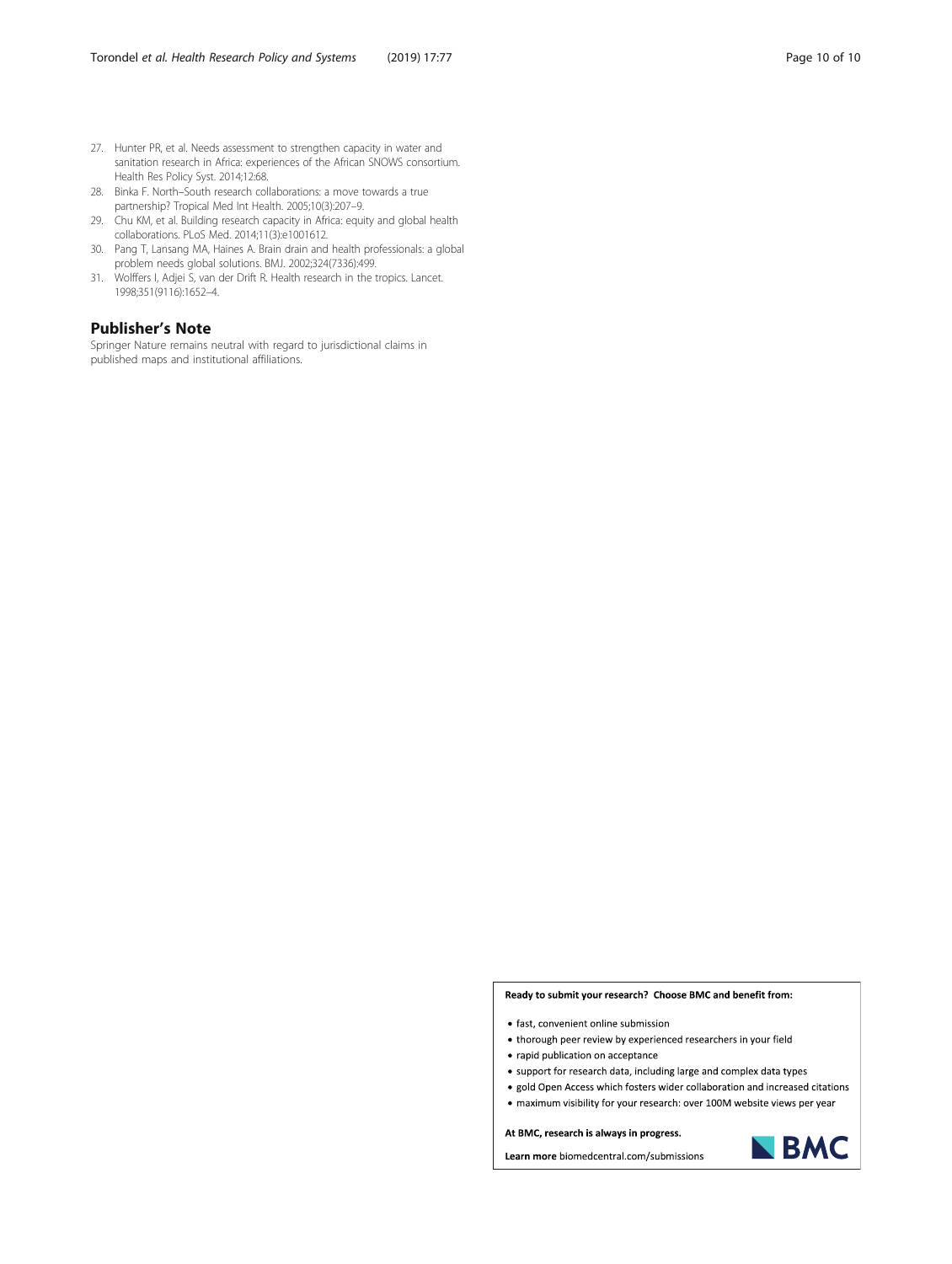27. Hunter PR, et al. Needs assessment to strengthen capacity in water and sanitation research in Africa: experiences of the African SNOWS consortium. Health Res Policy Syst. 2014;12:68.
28. Binka F. North–South research collaborations: a move towards a true partnership? Tropical Med Int Health. 2005;10(3):207–9.
29. Chu KM, et al. Building research capacity in Africa: equity and global health collaborations. PLoS Med. 2014;11(3):e1001612.
30. Pang T, Lansang MA, Haines A. Brain drain and health professionals: a global problem needs global solutions. BMJ. 2002;324(7336):499.
31. Wolffers I, Adjei S, van der Drift R. Health research in the tropics. Lancet. 1998;351(9116):1652–4.

## Publisher's Note

Springer Nature remains neutral with regard to jurisdictional claims in published maps and institutional affiliations.

**Ready to submit your research? Choose BMC and benefit from:**

- fast, convenient online submission
- thorough peer review by experienced researchers in your field
- rapid publication on acceptance
- support for research data, including large and complex data types
- gold Open Access which fosters wider collaboration and increased citations
- maximum visibility for your research: over 100M website views per year

**At BMC, research is always in progress.**

**Learn more** biomedcentral.com/submissions

BMC